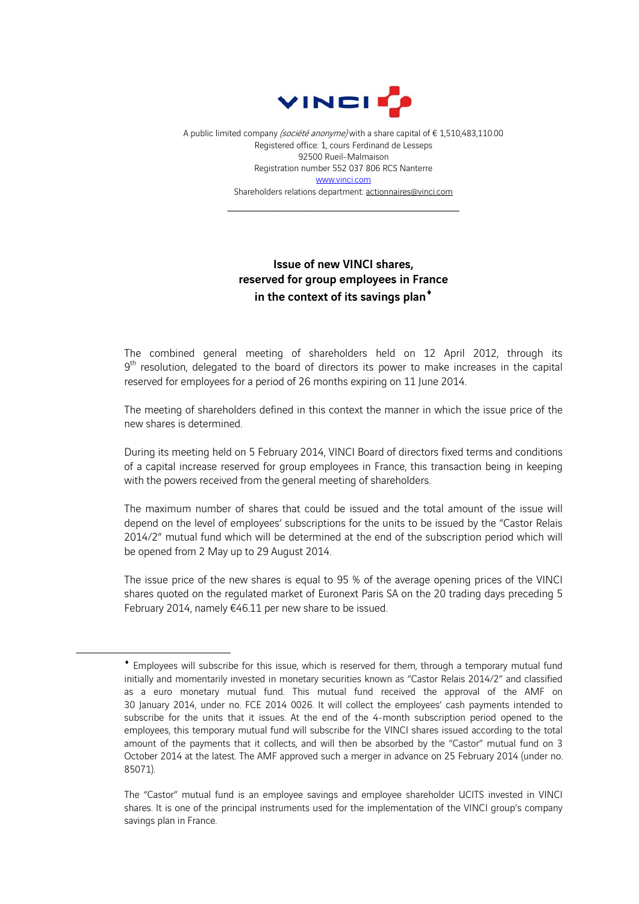VINCI

A public limited company *(société anonyme)* with a share capital of € 1,510,483,110.00
Registered office: 1, cours Ferdinand de Lesseps
92500 Rueil-Malmaison
Registration number 552 037 806 RCS Nanterre
www.vinci.com
Shareholders relations department: actionnaires@vinci.com

---

## Issue of new VINCI shares, reserved for group employees in France in the context of its savings plan♦

The combined general meeting of shareholders held on 12 April 2012, through its 9th resolution, delegated to the board of directors its power to make increases in the capital reserved for employees for a period of 26 months expiring on 11 June 2014.

The meeting of shareholders defined in this context the manner in which the issue price of the new shares is determined.

During its meeting held on 5 February 2014, VINCI Board of directors fixed terms and conditions of a capital increase reserved for group employees in France, this transaction being in keeping with the powers received from the general meeting of shareholders.

The maximum number of shares that could be issued and the total amount of the issue will depend on the level of employees' subscriptions for the units to be issued by the "Castor Relais 2014/2" mutual fund which will be determined at the end of the subscription period which will be opened from 2 May up to 29 August 2014.

The issue price of the new shares is equal to 95 % of the average opening prices of the VINCI shares quoted on the regulated market of Euronext Paris SA on the 20 trading days preceding 5 February 2014, namely €46.11 per new share to be issued.

---

♦ Employees will subscribe for this issue, which is reserved for them, through a temporary mutual fund initially and momentarily invested in monetary securities known as "Castor Relais 2014/2" and classified as a euro monetary mutual fund. This mutual fund received the approval of the AMF on 30 January 2014, under no. FCE 2014 0026. It will collect the employees' cash payments intended to subscribe for the units that it issues. At the end of the 4-month subscription period opened to the employees, this temporary mutual fund will subscribe for the VINCI shares issued according to the total amount of the payments that it collects, and will then be absorbed by the "Castor" mutual fund on 3 October 2014 at the latest. The AMF approved such a merger in advance on 25 February 2014 (under no. 85071).

The "Castor" mutual fund is an employee savings and employee shareholder UCITS invested in VINCI shares. It is one of the principal instruments used for the implementation of the VINCI group's company savings plan in France.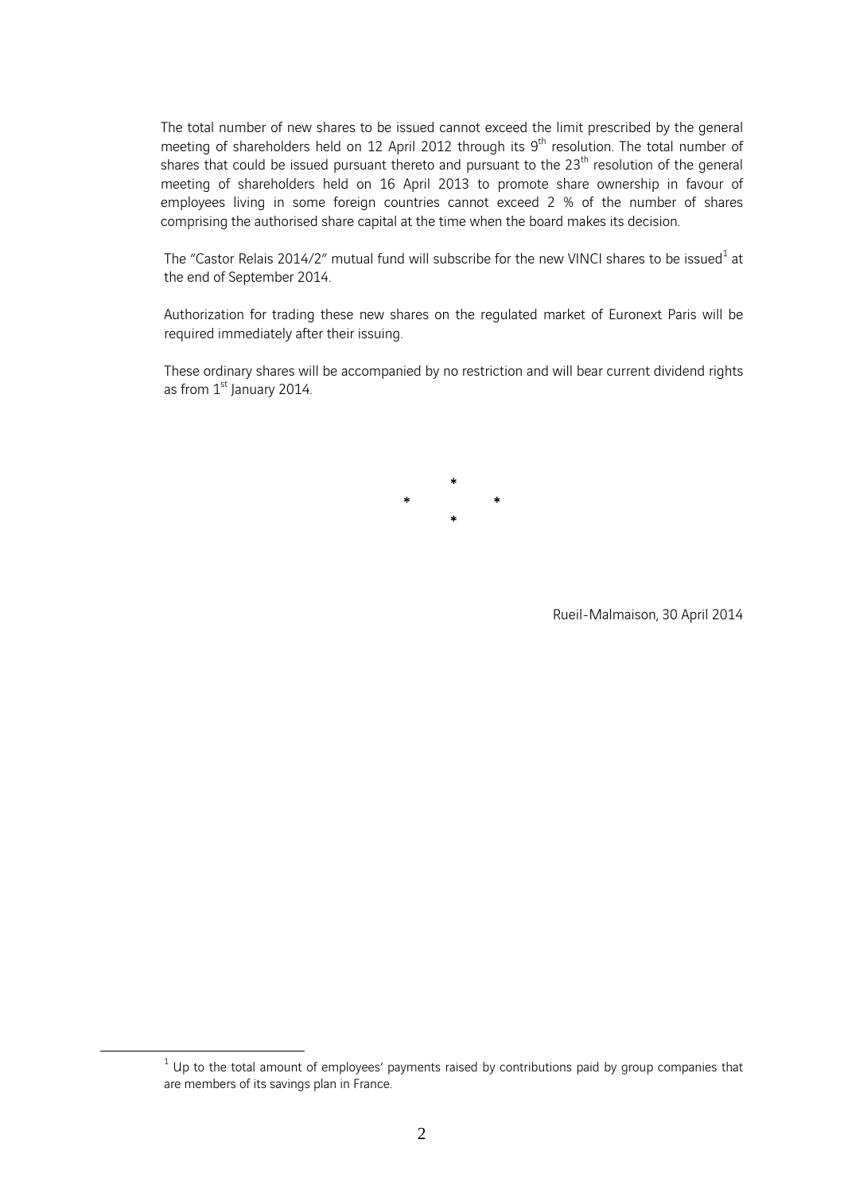The total number of new shares to be issued cannot exceed the limit prescribed by the general meeting of shareholders held on 12 April 2012 through its 9th resolution. The total number of shares that could be issued pursuant thereto and pursuant to the 23th resolution of the general meeting of shareholders held on 16 April 2013 to promote share ownership in favour of employees living in some foreign countries cannot exceed 2 % of the number of shares comprising the authorised share capital at the time when the board makes its decision.

The "Castor Relais 2014/2" mutual fund will subscribe for the new VINCI shares to be issued[1] at the end of September 2014.

Authorization for trading these new shares on the regulated market of Euronext Paris will be required immediately after their issuing.

These ordinary shares will be accompanied by no restriction and will bear current dividend rights as from 1st January 2014.

\*

\* \*

\*

Rueil-Malmaison, 30 April 2014

[1] Up to the total amount of employees' payments raised by contributions paid by group companies that are members of its savings plan in France.